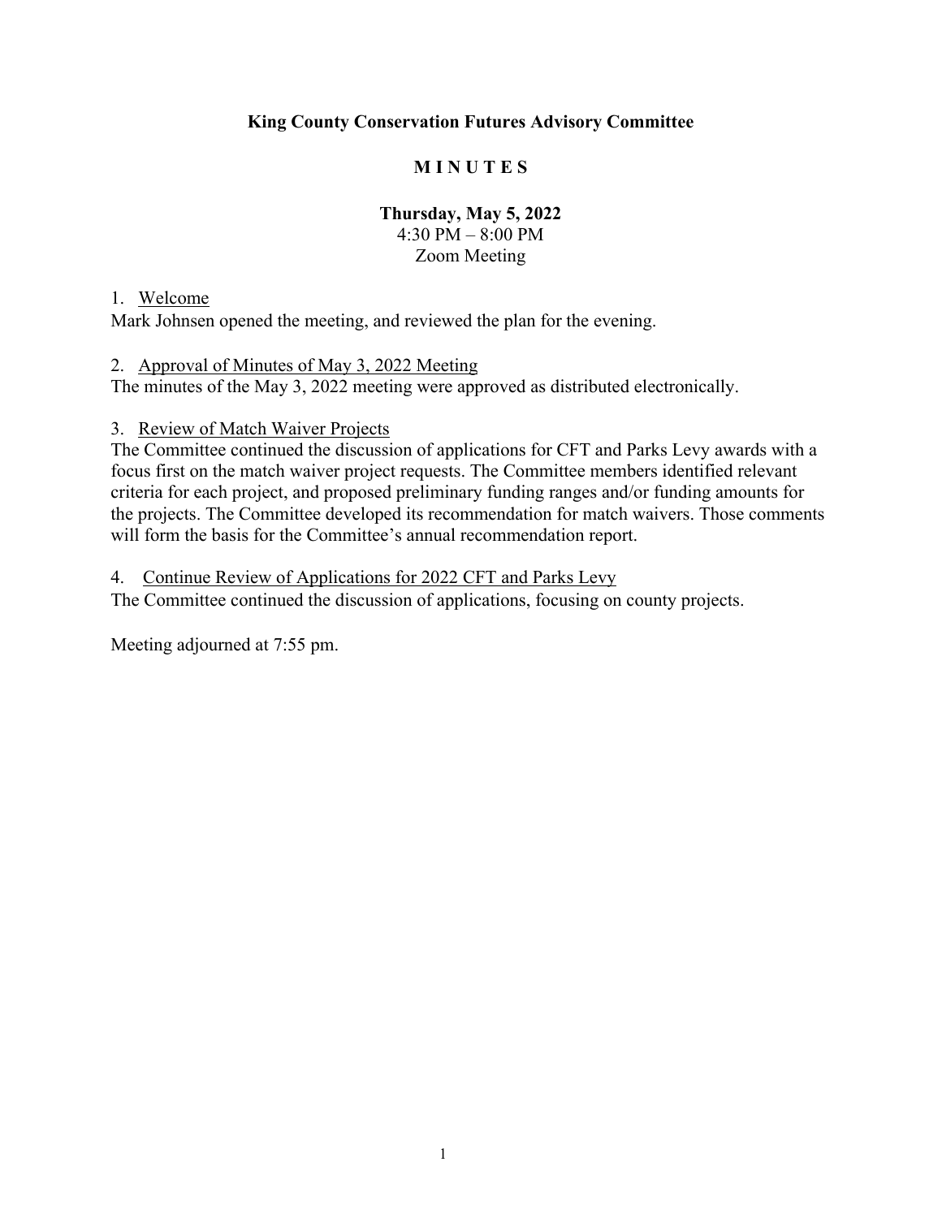**King County Conservation Futures Advisory Committee**

**M I N U T E S**

**Thursday, May 5, 2022**
4:30 PM – 8:00 PM
Zoom Meeting

1. Welcome

Mark Johnsen opened the meeting, and reviewed the plan for the evening.

2. Approval of Minutes of May 3, 2022 Meeting

The minutes of the May 3, 2022 meeting were approved as distributed electronically.

3. Review of Match Waiver Projects

The Committee continued the discussion of applications for CFT and Parks Levy awards with a focus first on the match waiver project requests. The Committee members identified relevant criteria for each project, and proposed preliminary funding ranges and/or funding amounts for the projects. The Committee developed its recommendation for match waivers. Those comments will form the basis for the Committee's annual recommendation report.

4. Continue Review of Applications for 2022 CFT and Parks Levy

The Committee continued the discussion of applications, focusing on county projects.

Meeting adjourned at 7:55 pm.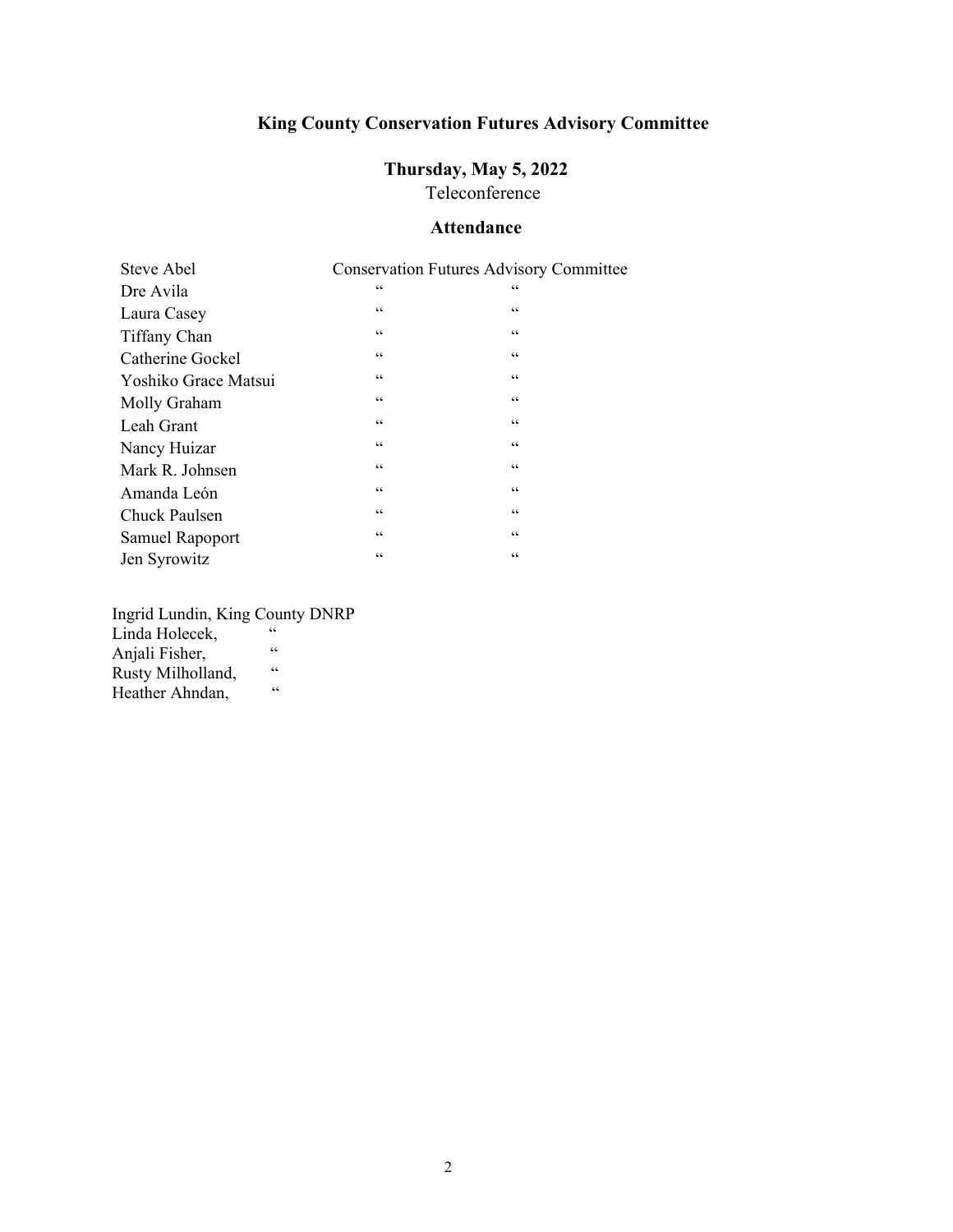# King County Conservation Futures Advisory Committee

## Thursday, May 5, 2022

Teleconference

### Attendance

| | | |
|---|---|---|
| Steve Abel | Conservation Futures Advisory Committee | |
| Dre Avila | " | " |
| Laura Casey | " | " |
| Tiffany Chan | " | " |
| Catherine Gockel | " | " |
| Yoshiko Grace Matsui | " | " |
| Molly Graham | " | " |
| Leah Grant | " | " |
| Nancy Huizar | " | " |
| Mark R. Johnsen | " | " |
| Amanda León | " | " |
| Chuck Paulsen | " | " |
| Samuel Rapoport | " | " |
| Jen Syrowitz | " | " |

Ingrid Lundin, King County DNRP
Linda Holecek, "
Anjali Fisher, "
Rusty Milholland, "
Heather Ahndan, "